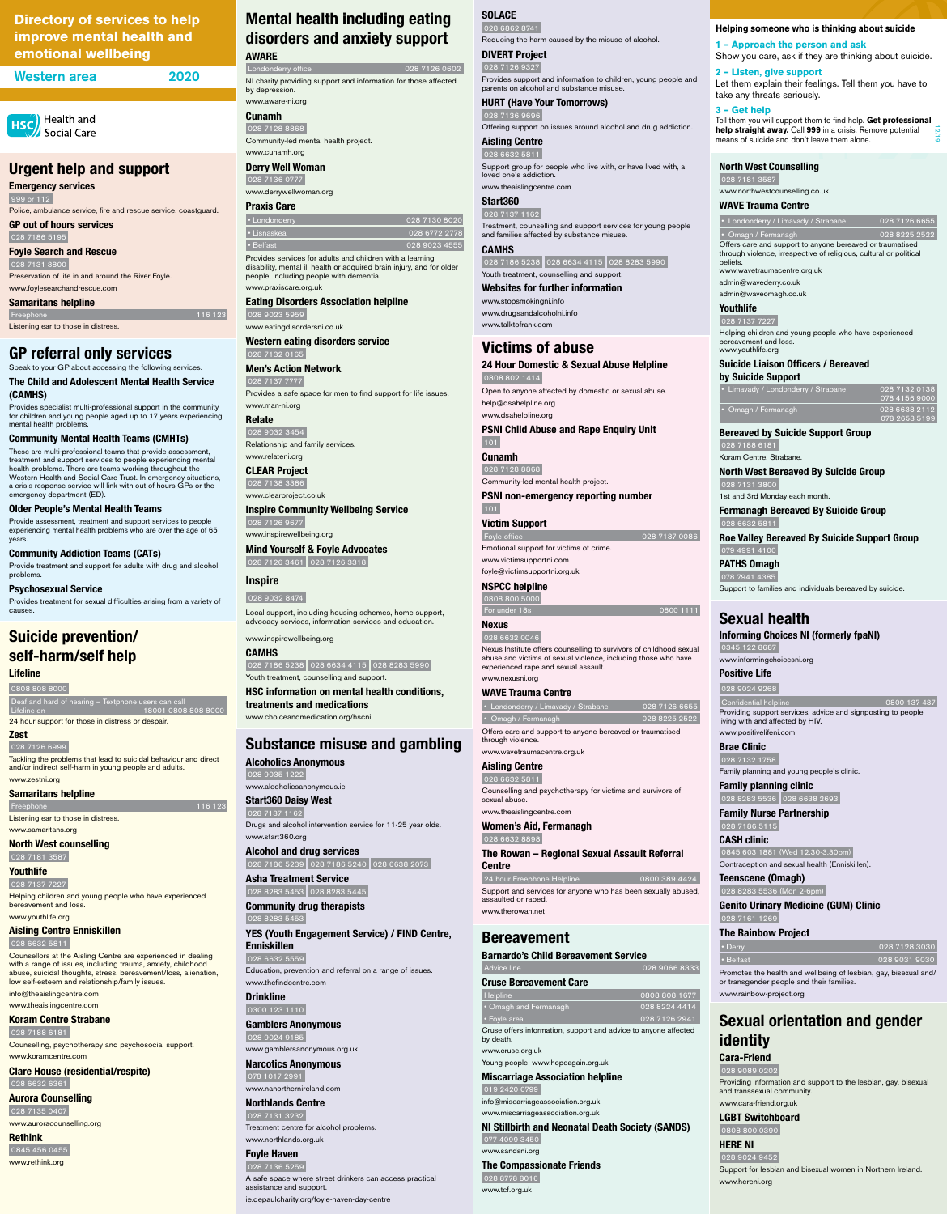# Directory of services to help improve mental health and emotional wellbeing

**Western area** 2020

Health and Social Care

## Urgent help and support

### Emergency services
999 or 112
Police, ambulance service, fire and rescue service, coastguard.

### GP out of hours services
028 7186 5195

### Foyle Search and Rescue
028 7131 3800
Preservation of life in and around the River Foyle.
www.foylesearchandrescue.com

### Samaritans helpline
Freephone 116 123
Listening ear to those in distress.

## GP referral only services

Speak to your GP about accessing the following services.

### The Child and Adolescent Mental Health Service (CAMHS)
Provides specialist multi-professional support in the community for children and young people aged up to 17 years experiencing mental health problems.

### Community Mental Health Teams (CMHTs)
These are multi-professional teams that provide assessment, treatment and support services to people experiencing mental health problems. There are teams working throughout the Western Health and Social Care Trust. In emergency situations, a crisis response service will link with out of hours GPs or the emergency department (ED).

### Older People's Mental Health Teams
Provide assessment, treatment and support services to people experiencing mental health problems who are over the age of 65 years.

### Community Addiction Teams (CATs)
Provide treatment and support for adults with drug and alcohol problems.

### Psychosexual Service
Provides treatment for sexual difficulties arising from a variety of causes.

## Suicide prevention/ self-harm/self help

### Lifeline
0808 808 8000
Deaf and hard of hearing – Textphone users can call Lifeline on 18001 0808 808 8000
24 hour support for those in distress or despair.

### Zest
028 7126 6999
Tackling the problems that lead to suicidal behaviour and direct and/or indirect self-harm in young people and adults.
www.zestni.org

### Samaritans helpline
Freephone 116 123
Listening ear to those in distress.
www.samaritans.org

### North West counselling
028 7181 3587

### Youthlife
028 7137 7227
Helping children and young people who have experienced bereavement and loss.
www.youthlife.org

### Aisling Centre Enniskillen
028 6632 5811
Counsellors at the Aisling Centre are experienced in dealing with a range of issues, including trauma, anxiety, childhood abuse, suicidal thoughts, stress, bereavement/loss, alienation, low self-esteem and relationship/family issues.
info@theaislingcentre.com
www.theaislingcentre.com

### Koram Centre Strabane
028 7188 6181
Counselling, psychotherapy and psychosocial support.
www.koramcentre.com

### Clare House (residential/respite)
028 6632 6361

### Aurora Counselling
028 7135 0407
www.auroracounselling.org

### Rethink
0845 456 0455
www.rethink.org

## Mental health including eating disorders and anxiety support

### AWARE
Londonderry office 028 7126 0602
NI charity providing support and information for those affected by depression.
www.aware-ni.org

### Cunamh
028 7128 8868
Community-led mental health project.
www.cunamh.org

### Derry Well Woman
028 7136 0777
www.derrywellwoman.org

### Praxis Care
- Londonderry 028 7130 8020
- Lisnaskea 028 6772 2778
- Belfast 028 9023 4555

Provides services for adults and children with a learning disability, mental ill health or acquired brain injury, and for older people, including people with dementia.
www.praxiscare.org.uk

### Eating Disorders Association helpline
028 9023 5959
www.eatingdisordersni.co.uk

### Western eating disorders service
028 7132 0165

### Men's Action Network
028 7137 7777
Provides a safe space for men to find support for life issues.
www.man-ni.org

### Relate
028 9032 3454
Relationship and family services.
www.relateni.org

### CLEAR Project
028 7138 3386
www.clearproject.co.uk

### Inspire Community Wellbeing Service
028 7126 9677
www.inspirewellbeing.org

### Mind Yourself & Foyle Advocates
028 7126 3461 028 7126 3318

### Inspire
028 9032 8474
Local support, including housing schemes, home support, advocacy services, information services and education.
www.inspirewellbeing.org

### CAMHS
028 7186 5238 028 6634 4115 028 8283 5990
Youth treatment, counselling and support.

### HSC information on mental health conditions, treatments and medications
www.choiceandmedication.org/hscni

## Substance misuse and gambling

### Alcoholics Anonymous
028 9035 1222
www.alcoholicsanonymous.ie

### Start360 Daisy West
028 7137 1162
Drugs and alcohol intervention service for 11-25 year olds.
www.start360.org

### Alcohol and drug services
028 7186 5239 028 7186 5240 028 6638 2073

### Asha Treatment Service
028 8283 5453 028 8283 5445

### Community drug therapists
028 8283 5453

### YES (Youth Engagement Service) / FIND Centre, Enniskillen
028 6632 5559
Education, prevention and referral on a range of issues.
www.thefindcentre.com

### Drinkline
0300 123 1110

### Gamblers Anonymous
028 9024 9185
www.gamblersanonymous.org.uk

### Narcotics Anonymous
078 1017 2991
www.nanorthernireland.com

### Northlands Centre
028 7131 3232
Treatment centre for alcohol problems.
www.northlands.org.uk

### Foyle Haven
028 7136 5259
A safe space where street drinkers can access practical assistance and support.
ie.depaulcharity.org/foyle-haven-day-centre

### SOLACE
028 6862 8741
Reducing the harm caused by the misuse of alcohol.

### DIVERT Project
028 7126 9327
Provides support and information to children, young people and parents on alcohol and substance misuse.

### HURT (Have Your Tomorrows)
028 7136 9696
Offering support on issues around alcohol and drug addiction.

### Aisling Centre
028 6632 5811
Support group for people who live with, or have lived with, a loved one's addiction.
www.theaislingcentre.com

### Start360
028 7137 1162
Treatment, counselling and support services for young people and families affected by substance misuse.

### CAMHS
028 7186 5238 028 6634 4115 028 8283 5990
Youth treatment, counselling and support.

### Websites for further information
www.stopsmokingni.info
www.drugsandalcoholni.info
www.talktofrank.com

## Victims of abuse

### 24 Hour Domestic & Sexual Abuse Helpline
0808 802 1414
Open to anyone affected by domestic or sexual abuse.
help@dsahelpline.org
www.dsahelpline.org

### PSNI Child Abuse and Rape Enquiry Unit
101

### Cunamh
028 7128 8868
Community-led mental health project.

### PSNI non-emergency reporting number
101

### Victim Support
Foyle office 028 7137 0086
Emotional support for victims of crime.
www.victimsupportni.com
foyle@victimsupportni.org.uk

### NSPCC helpline
0808 800 5000
For under 18s 0800 1111

### Nexus
028 6632 0046
Nexus Institute offers counselling to survivors of childhood sexual abuse and victims of sexual violence, including those who have experienced rape and sexual assault.
www.nexusni.org

### WAVE Trauma Centre
- Londonderry / Limavady / Strabane 028 7126 6655
- Omagh / Fermanagh 028 8225 2522

Offers care and support to anyone bereaved or traumatised through violence.
www.wavetraumacentre.org.uk

### Aisling Centre
028 6632 5811
Counselling and psychotherapy for victims and survivors of sexual abuse.
www.theaislingcentre.com

### Women's Aid, Fermanagh
028 6632 8898

### The Rowan – Regional Sexual Assault Referral Centre
24 hour Freephone Helpline 0800 389 4424
Support and services for anyone who has been sexually abused, assaulted or raped.
www.therowan.net

## Bereavement

### Barnardo's Child Bereavement Service
Advice line 028 9066 8333

### Cruse Bereavement Care
- Helpline 0808 808 1677
- Omagh and Fermanagh 028 8224 4414
- Foyle area 028 7126 2941

Cruse offers information, support and advice to anyone affected by death.
www.cruse.org.uk
Young people: www.hopeagain.org.uk

### Miscarriage Association helpline
019 2420 0799
info@miscarriageassociation.org.uk
www.miscarriageassociation.org.uk

### NI Stillbirth and Neonatal Death Society (SANDS)
077 4099 3450
www.sandsni.org

### The Compassionate Friends
028 8778 8016
www.tcf.org.uk

## Helping someone who is thinking about suicide

**1 – Approach the person and ask**
Show you care, ask if they are thinking about suicide.

**2 – Listen, give support**
Let them explain their feelings. Tell them you have to take any threats seriously.

**3 – Get help**
Tell them you will support them to find help. **Get professional help straight away.** Call **999** in a crisis. Remove potential means of suicide and don't leave them alone.

### North West Counselling
028 7181 3587
www.northwestcounselling.co.uk

### WAVE Trauma Centre
- Londonderry / Limavady / Strabane 028 7126 6655
- Omagh / Fermanagh 028 8225 2522

Offers care and support to anyone bereaved or traumatised through violence, irrespective of religious, cultural or political beliefs.
www.wavetraumacentre.org.uk
admin@wavederry.co.uk
admin@waveomagh.co.uk

### Youthlife
028 7137 7227
Helping children and young people who have experienced bereavement and loss.
www.youthlife.org

### Suicide Liaison Officers / Bereaved by Suicide Support
- Limavady / Londonderry / Strabane 028 7132 0138 / 078 4156 9000
- Omagh / Fermanagh 028 6638 2112 / 078 2653 5199

### Bereaved by Suicide Support Group
028 7188 6181
Koram Centre, Strabane.

### North West Bereaved By Suicide Group
028 7131 3800
1st and 3rd Monday each month.

### Fermanagh Bereaved By Suicide Group
028 6632 5811

### Roe Valley Bereaved By Suicide Support Group
079 4991 4100

### PATHS Omagh
078 7941 4385
Support to families and individuals bereaved by suicide.

## Sexual health

### Informing Choices NI (formerly fpaNI)
0345 122 8687
www.informingchoicesni.org

### Positive Life
028 9024 9268
Confidential helpline 0800 137 437
Providing support services, advice and signposting to people living with and affected by HIV.
www.positivelifeni.com

### Brae Clinic
028 7132 1758
Family planning and young people's clinic.

### Family planning clinic
028 8283 5536 028 6638 2693

### Family Nurse Partnership
028 7186 5115

### CASH clinic
0845 603 1881 (Wed 12.30-3.30pm)
Contraception and sexual health (Enniskillen).

### Teenscene (Omagh)
028 8283 5536 (Mon 2-6pm)

### Genito Urinary Medicine (GUM) Clinic
028 7161 1269

### The Rainbow Project
- Derry 028 7128 3030
- Belfast 028 9031 9030

Promotes the health and wellbeing of lesbian, gay, bisexual and/or transgender people and their families.
www.rainbow-project.org

## Sexual orientation and gender identity

### Cara-Friend
028 9089 0202
Providing information and support to the lesbian, gay, bisexual and transsexual community.
www.cara-friend.org.uk

### LGBT Switchboard
0808 800 0390

### HERE NI
028 9024 9452
Support for lesbian and bisexual women in Northern Ireland.
www.hereni.org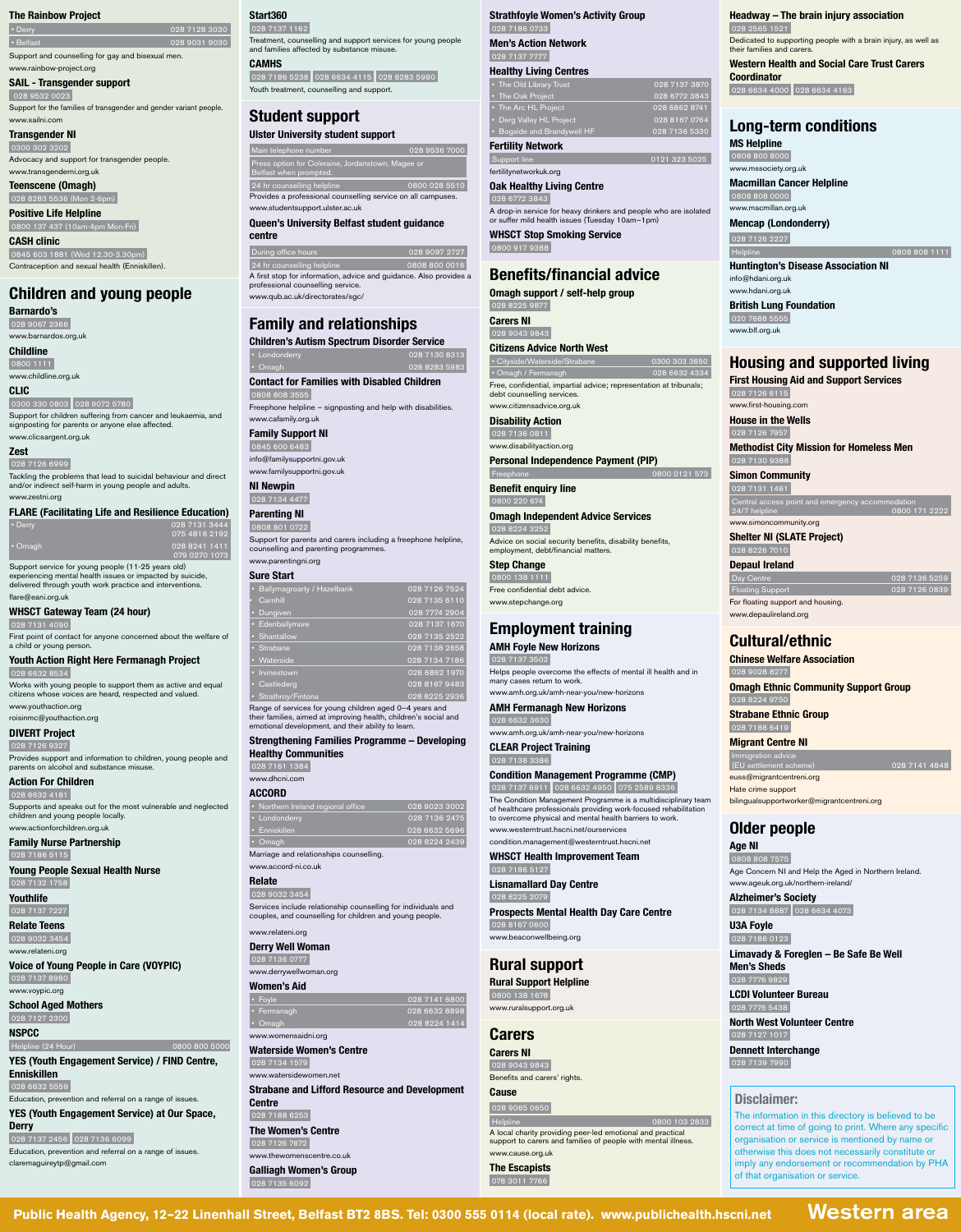**The Rainbow Project**

| | |
|---|---|
| • Derry | 028 7128 3030 |
| • Belfast | 028 9031 9030 |

Support and counselling for gay and bisexual men.

www.rainbow-project.org

**SAIL - Transgender support**

028 9532 0023

Support for the families of transgender and gender variant people.

www.sailni.com

**Transgender NI**

0300 302 3202

Advocacy and support for transgender people.

www.transgenderni.org.uk

**Teenscene (Omagh)**

028 8283 5536 (Mon 2-6pm)

**Positive Life Helpline**

0800 137 437 (10am-4pm Mon-Fri)

**CASH clinic**

0845 603 1881 (Wed 12.30-3.30pm)

Contraception and sexual health (Enniskillen).

## Children and young people

**Barnardo's**

028 9067 2366

www.barnardos.org.uk

**Childline**

0800 1111

www.childline.org.uk

**CLIC**

0300 330 0803 | 028 9072 5780

Support for children suffering from cancer and leukaemia, and signposting for parents or anyone else affected.

www.clicsargent.org.uk

**Zest**

028 7126 6999

Tackling the problems that lead to suicidal behaviour and direct and/or indirect self-harm in young people and adults.

www.zestni.org

**FLARE (Facilitating Life and Resilience Education)**

| | |
|---|---|
| • Derry | 028 7131 3444 / 075 4816 2192 |
| • Omagh | 028 8241 1411 / 079 0270 1073 |

Support service for young people (11-25 years old) experiencing mental health issues or impacted by suicide, delivered through youth work practice and interventions.

flare@eani.org.uk

**WHSCT Gateway Team (24 hour)**

028 7131 4090

First point of contact for anyone concerned about the welfare of a child or young person.

**Youth Action Right Here Fermanagh Project**

028 6632 8534

Works with young people to support them as active and equal citizens whose voices are heard, respected and valued.

www.youthaction.org

roisinmc@youthaction.org

**DIVERT Project**

028 7126 9327

Provides support and information to children, young people and parents on alcohol and substance misuse.

**Action For Children**

028 6632 4181

Supports and speaks out for the most vulnerable and neglected children and young people locally.

www.actionforchildren.org.uk

**Family Nurse Partnership**

028 7186 5115

**Young People Sexual Health Nurse**

028 7132 1758

**Youthlife**

028 7137 7227

**Relate Teens**

028 9032 3454

www.relateni.org

**Voice of Young People in Care (VOYPIC)**

028 7137 8980

www.voypic.org

**School Aged Mothers**

028 7127 2300

**NSPCC**

Helpline (24 Hour) 0800 800 5000

**YES (Youth Engagement Service) / FIND Centre, Enniskillen**

028 6632 5559

Education, prevention and referral on a range of issues.

**YES (Youth Engagement Service) at Our Space, Derry**

028 7137 2456 | 028 7136 6099

Education, prevention and referral on a range of issues.

claremaguireytp@gmail.com

**Start360**

028 7137 1162

Treatment, counselling and support services for young people and families affected by substance misuse.

**CAMHS**

028 7186 5238 | 028 6634 4115 | 028 8283 5990

Youth treatment, counselling and support.

## Student support

**Ulster University student support**

| | |
|---|---|
| Main telephone number | 028 9536 7000 |
| Press option for Coleraine, Jordanstown, Magee or Belfast when prompted. | |
| 24 hr counselling helpline | 0800 028 5510 |

Provides a professional counselling service on all campuses.

www.studentsupport.ulster.ac.uk

**Queen's University Belfast student guidance centre**

| | |
|---|---|
| During office hours | 028 9097 2727 |
| 24 hr counselling helpline | 0808 800 0016 |

A first stop for information, advice and guidance. Also provides a professional counselling service.

www.qub.ac.uk/directorates/sgc/

## Family and relationships

**Children's Autism Spectrum Disorder Service**

| | |
|---|---|
| • Londonderry | 028 7130 8313 |
| • Omagh | 028 8283 5983 |

**Contact for Families with Disabled Children**

0808 808 3555

Freephone helpline – signposting and help with disabilities.

www.cafamily.org.uk

**Family Support NI**

0845 600 6483

info@familysupportni.gov.uk

www.familysupportni.gov.uk

**NI Newpin**

028 7134 4477

**Parenting NI**

0808 801 0722

Support for parents and carers including a freephone helpline, counselling and parenting programmes.

www.parentingni.org

**Sure Start**

| | |
|---|---|
| • Ballymagroarty / Hazelbank | 028 7126 7524 |
| • Carnhill | 028 7135 6110 |
| • Dungiven | 028 7774 2904 |
| • Edenballymore | 028 7137 1670 |
| • Shantallow | 028 7135 2522 |
| • Strabane | 028 7138 2658 |
| • Waterside | 028 7134 7186 |
| • Irvinestown | 028 6862 1970 |
| • Castlederg | 028 8167 9483 |
| • Strathroy/Fintona | 028 8225 2936 |

Range of services for young children aged 0–4 years and their families, aimed at improving health, children's social and emotional development, and their ability to learn.

**Strengthening Families Programme – Developing Healthy Communities**

028 7161 1384

www.dhcni.com

**ACCORD**

| | |
|---|---|
| • Northern Ireland regional office | 028 9023 3002 |
| • Londonderry | 028 7136 2475 |
| • Enniskillen | 028 6632 5696 |
| • Omagh | 028 8224 2439 |

Marriage and relationships counselling.

www.accord-ni.co.uk

**Relate**

028 9032 3454

Services include relationship counselling for individuals and couples, and counselling for children and young people.

www.relateni.org

**Derry Well Woman**

028 7136 0777

www.derrywellwoman.org

**Women's Aid**

| | |
|---|---|
| • Foyle | 028 7141 6800 |
| • Fermanagh | 028 6632 8898 |
| • Omagh | 028 8224 1414 |

www.womensaidni.org

**Waterside Women's Centre**

028 7134 1579

www.watersidewomen.net

**Strabane and Lifford Resource and Development Centre**

028 7188 6253

**The Women's Centre**

028 7126 7672

www.thewomenscentre.co.uk

**Galliagh Women's Group**

028 7135 6092

**Strathfoyle Women's Activity Group**

028 7186 0733

**Men's Action Network**

028 7137 7777

**Healthy Living Centres**

| | |
|---|---|
| • The Old Library Trust | 028 7137 3870 |
| • The Oak Project | 028 6772 3843 |
| • The Arc HL Project | 028 6862 8741 |
| • Derg Valley HL Project | 028 8167 0764 |
| • Bogside and Brandywell HF | 028 7136 5330 |

**Fertility Network**

Support line 0121 323 5025

fertilitynetworkuk.org

**Oak Healthy Living Centre**

028 6772 3843

A drop-in service for heavy drinkers and people who are isolated or suffer mild health issues (Tuesday 10am–1pm)

**WHSCT Stop Smoking Service**

0800 917 9388

## Benefits/financial advice

**Omagh support / self-help group**

028 8225 9877

**Carers NI**

028 9043 9843

**Citizens Advice North West**

| | |
|---|---|
| • Cityside/Waterside/Strabane | 0300 303 3650 |
| • Omagh / Fermanagh | 028 6632 4334 |

Free, confidential, impartial advice; representation at tribunals; debt counselling services.

www.citizensadvice.org.uk

**Disability Action**

028 7136 0811

www.disabilityaction.org

**Personal Independence Payment (PIP)**

Freephone 0800 0121 573

**Benefit enquiry line**

0800 220 674

**Omagh Independent Advice Services**

028 8224 3252

Advice on social security benefits, disability benefits, employment, debt/financial matters.

**Step Change**

0800 138 1111

Free confidential debt advice.

www.stepchange.org

## Employment training

**AMH Foyle New Horizons**

028 7137 3502

Helps people overcome the effects of mental ill health and in many cases return to work.

www.amh.org.uk/amh-near-you/new-horizons

**AMH Fermanagh New Horizons**

028 6632 3630

www.amh.org.uk/amh-near-you/new-horizons

**CLEAR Project Training**

028 7138 3386

**Condition Management Programme (CMP)**

028 7137 6911 | 028 6632 4950 | 075 2589 8336

The Condition Management Programme is a multidisciplinary team of healthcare professionals providing work-focused rehabilitation to overcome physical and mental health barriers to work.

www.westerntrust.hscni.net/ourservices

condition.management@westerntrust.hscni.net

**WHSCT Health Improvement Team**

028 7186 5127

**Lisnamallard Day Centre**

028 8225 2079

**Prospects Mental Health Day Care Centre**

028 8167 0600

www.beaconwellbeing.org

## Rural support

**Rural Support Helpline**

0800 138 1678

www.ruralsupport.org.uk

## Carers

**Carers NI**

028 9043 9843

Benefits and carers' rights.

**Cause**

028 9065 0650

Helpline 0800 103 2833

A local charity providing peer-led emotional and practical support to carers and families of people with mental illness.

www.cause.org.uk

**The Escapists**

078 3011 7766

**Headway – The brain injury association**

028 2565 1521

Dedicated to supporting people with a brain injury, as well as their families and carers.

**Western Health and Social Care Trust Carers Coordinator**

028 6634 4000 | 028 6634 4163

## Long-term conditions

**MS Helpline**

0808 800 8000

www.mssociety.org.uk

**Macmillan Cancer Helpline**

0808 808 0000

www.macmillan.org.uk

**Mencap (Londonderry)**

028 7126 2227

Helpline 0808 808 1111

**Huntington's Disease Association NI**

info@hdani.org.uk

www.hdani.org.uk

**British Lung Foundation**

020 7688 5555

www.blf.org.uk

## Housing and supported living

**First Housing Aid and Support Services**

028 7126 6115

www.first-housing.com

**House in the Wells**

028 7126 7957

**Methodist City Mission for Homeless Men**

028 7130 9388

**Simon Community**

028 7131 1461

Central access point and emergency accommodation 24/7 helpline 0800 171 2222

www.simoncommunity.org

**Shelter NI (SLATE Project)**

028 8226 7010

**Depaul Ireland**

| | |
|---|---|
| Day Centre | 028 7136 5259 |
| Floating Support | 028 7126 0839 |

For floating support and housing.

www.depaulireland.org

## Cultural/ethnic

**Chinese Welfare Association**

028 9028 8277

**Omagh Ethnic Community Support Group**

028 8224 9750

**Strabane Ethnic Group**

028 7188 6419

**Migrant Centre NI**

Immigration advice (EU settlement scheme) 028 7141 4848

euss@migrantcentreni.org

Hate crime support

bilingualsupportworker@migrantcentreni.org

## Older people

**Age NI**

0808 808 7575

Age Concern NI and Help the Aged in Northern Ireland.

www.ageuk.org.uk/northern-ireland/

**Alzheimer's Society**

028 7134 8887 | 028 6634 4073

**U3A Foyle**

028 7186 0123

**Limavady & Foreglen – Be Safe Be Well Men's Sheds**

028 7776 9829

**LCDI Volunteer Bureau**

028 7776 5438

**North West Volunteer Centre**

028 7127 1017

**Dennett Interchange**

028 7139 7990

**Disclaimer:**

The information in this directory is believed to be correct at time of going to print. Where any specific organisation or service is mentioned by name or otherwise this does not necessarily constitute or imply any endorsement or recommendation by PHA of that organisation or service.

Public Health Agency, 12–22 Linenhall Street, Belfast BT2 8BS. Tel: 0300 555 0114 (local rate). www.publichealth.hscni.net **Western area**